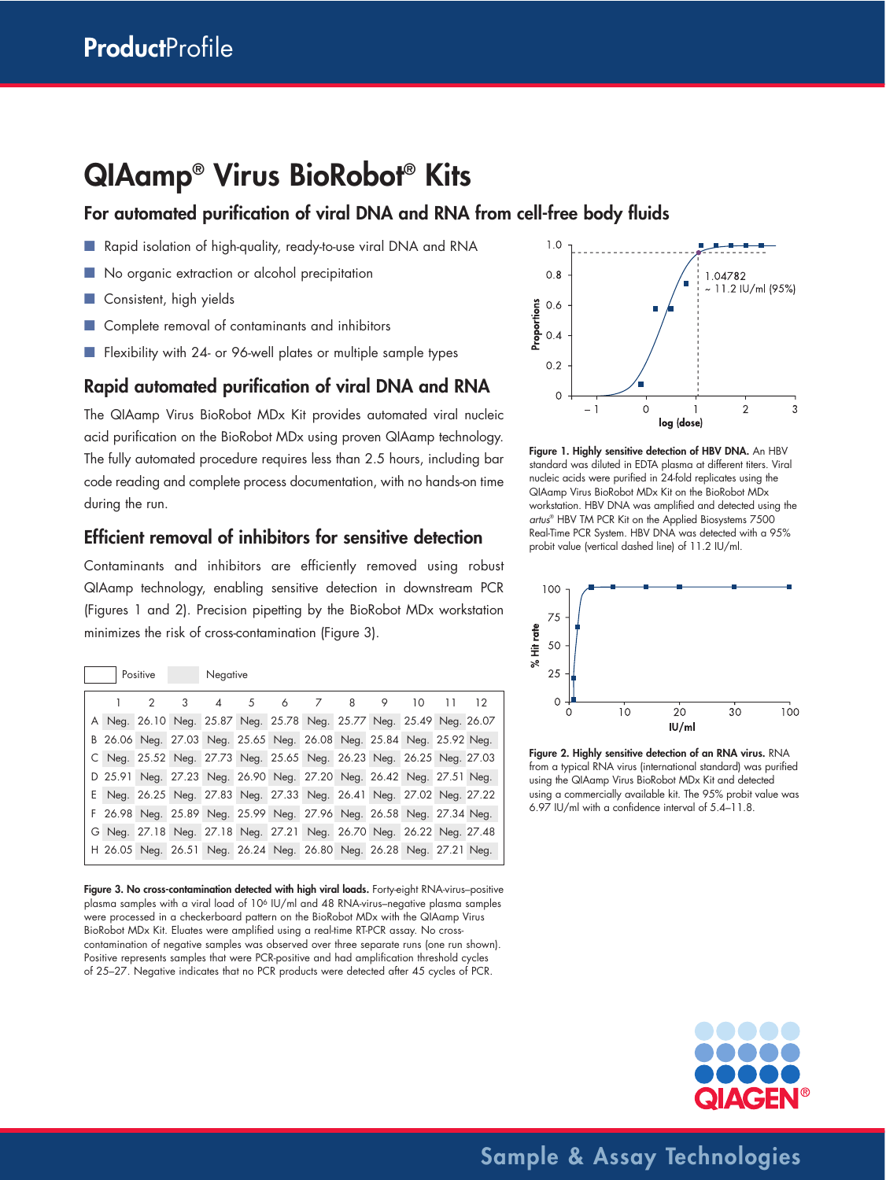# QIAamp® Virus BioRobot® Kits

## For automated purification of viral DNA and RNA from cell-free body fluids

- Rapid isolation of high-quality, ready-to-use viral DNA and RNA
- No organic extraction or alcohol precipitation
- Consistent, high yields
- Complete removal of contaminants and inhibitors
- Flexibility with 24- or 96-well plates or multiple sample types

## Rapid automated purification of viral DNA and RNA

The QIAamp Virus BioRobot MDx Kit provides automated viral nucleic acid purification on the BioRobot MDx using proven QIAamp technology. The fully automated procedure requires less than 2.5 hours, including bar code reading and complete process documentation, with no hands-on time during the run.

## Efficient removal of inhibitors for sensitive detection

Contaminants and inhibitors are efficiently removed using robust QIAamp technology, enabling sensitive detection in downstream PCR (Figures 1 and 2). Precision pipetting by the BioRobot MDx workstation minimizes the risk of cross-contamination (Figure 3).

Positive | Negative

| | 1 | 2 | 3 | 4 | 5 | 6 | 7 | 8 | 9 | 10 | 11 | 12 |
|---|---|---|---|---|---|---|---|---|---|---|---|---|
| A | Neg. | 26.10 | Neg. | 25.87 | Neg. | 25.78 | Neg. | 25.77 | Neg. | 25.49 | Neg. | 26.07 |
| B | 26.06 | Neg. | 27.03 | Neg. | 25.65 | Neg. | 26.08 | Neg. | 25.84 | Neg. | 25.92 | Neg. |
| C | Neg. | 25.52 | Neg. | 27.73 | Neg. | 25.65 | Neg. | 26.23 | Neg. | 26.25 | Neg. | 27.03 |
| D | 25.91 | Neg. | 27.23 | Neg. | 26.90 | Neg. | 27.20 | Neg. | 26.42 | Neg. | 27.51 | Neg. |
| E | Neg. | 26.25 | Neg. | 27.83 | Neg. | 27.33 | Neg. | 26.41 | Neg. | 27.02 | Neg. | 27.22 |
| F | 26.98 | Neg. | 25.89 | Neg. | 25.99 | Neg. | 27.96 | Neg. | 26.58 | Neg. | 27.34 | Neg. |
| G | Neg. | 27.18 | Neg. | 27.18 | Neg. | 27.21 | Neg. | 26.70 | Neg. | 26.22 | Neg. | 27.48 |
| H | 26.05 | Neg. | 26.51 | Neg. | 26.24 | Neg. | 26.80 | Neg. | 26.28 | Neg. | 27.21 | Neg. |

**Figure 3. No cross-contamination detected with high viral loads.** Forty-eight RNA-virus–positive plasma samples with a viral load of $10^6$ IU/ml and 48 RNA-virus–negative plasma samples were processed in a checkerboard pattern on the BioRobot MDx with the QIAamp Virus BioRobot MDx Kit. Eluates were amplified using a real-time RT-PCR assay. No cross-contamination of negative samples was observed over three separate runs (one run shown). Positive represents samples that were PCR-positive and had amplification threshold cycles of 25–27. Negative indicates that no PCR products were detected after 45 cycles of PCR.

**Figure 1. Highly sensitive detection of HBV DNA.** An HBV standard was diluted in EDTA plasma at different titers. Viral nucleic acids were purified in 24-fold replicates using the QIAamp Virus BioRobot MDx Kit on the BioRobot MDx workstation. HBV DNA was amplified and detected using the *artus*® HBV TM PCR Kit on the Applied Biosystems 7500 Real-Time PCR System. HBV DNA was detected with a 95% probit value (vertical dashed line) of 11.2 IU/ml.

**Figure 2. Highly sensitive detection of an RNA virus.** RNA from a typical RNA virus (international standard) was purified using the QIAamp Virus BioRobot MDx Kit and detected using a commercially available kit. The 95% probit value was 6.97 IU/ml with a confidence interval of 5.4–11.8.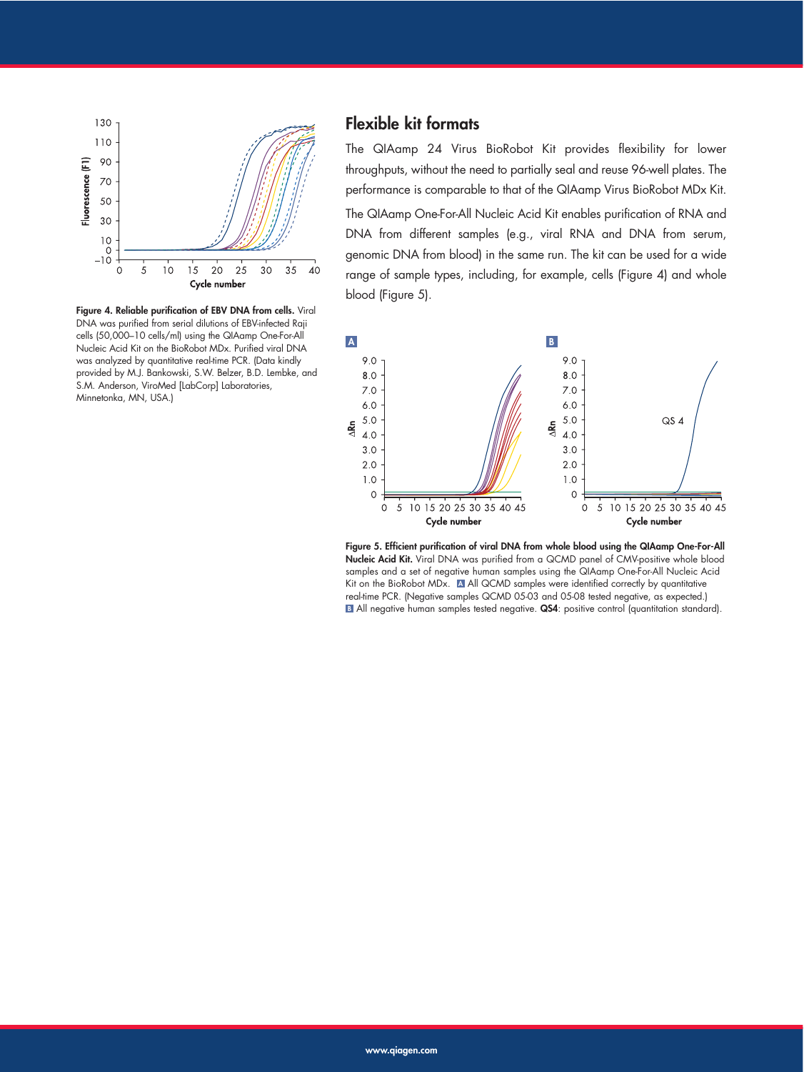## Flexible kit formats

The QIAamp 24 Virus BioRobot Kit provides flexibility for lower throughputs, without the need to partially seal and reuse 96-well plates. The performance is comparable to that of the QIAamp Virus BioRobot MDx Kit.

The QIAamp One-For-All Nucleic Acid Kit enables purification of RNA and DNA from different samples (e.g., viral RNA and DNA from serum, genomic DNA from blood) in the same run. The kit can be used for a wide range of sample types, including, for example, cells (Figure 4) and whole blood (Figure 5).

**Figure 4. Reliable purification of EBV DNA from cells.** Viral DNA was purified from serial dilutions of EBV-infected Raji cells (50,000–10 cells/ml) using the QIAamp One-For-All Nucleic Acid Kit on the BioRobot MDx. Purified viral DNA was analyzed by quantitative real-time PCR. (Data kindly provided by M.J. Bankowski, S.W. Belzer, B.D. Lembke, and S.M. Anderson, ViroMed [LabCorp] Laboratories, Minnetonka, MN, USA.)

**Figure 5. Efficient purification of viral DNA from whole blood using the QIAamp One-For-All Nucleic Acid Kit.** Viral DNA was purified from a QCMD panel of CMV-positive whole blood samples and a set of negative human samples using the QIAamp One-For-All Nucleic Acid Kit on the BioRobot MDx. **A** All QCMD samples were identified correctly by quantitative real-time PCR. (Negative samples QCMD 05-03 and 05-08 tested negative, as expected.) **B** All negative human samples tested negative. **QS4**: positive control (quantitation standard).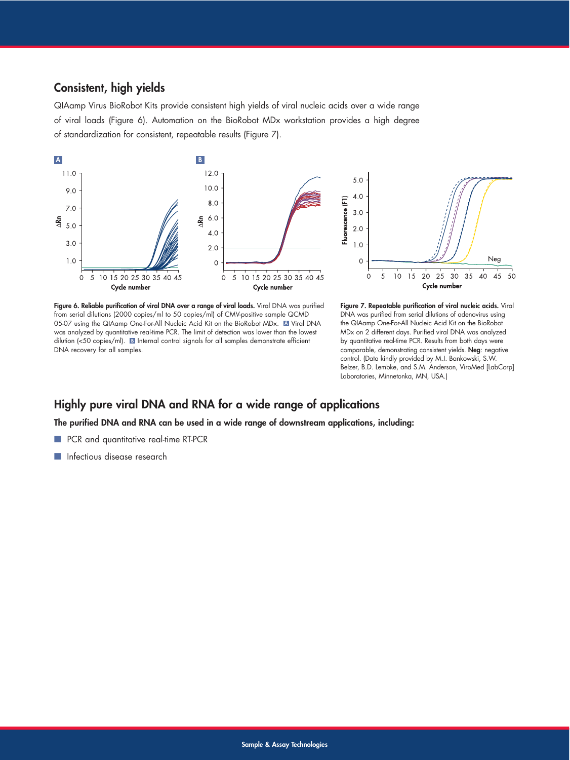## Consistent, high yields

QIAamp Virus BioRobot Kits provide consistent high yields of viral nucleic acids over a wide range of viral loads (Figure 6). Automation on the BioRobot MDx workstation provides a high degree of standardization for consistent, repeatable results (Figure 7).

**Figure 6. Reliable purification of viral DNA over a range of viral loads.** Viral DNA was purified from serial dilutions (2000 copies/ml to 50 copies/ml) of CMV-positive sample QCMD 05-07 using the QIAamp One-For-All Nucleic Acid Kit on the BioRobot MDx. **A** Viral DNA was analyzed by quantitative real-time PCR. The limit of detection was lower than the lowest dilution (<50 copies/ml). **B** Internal control signals for all samples demonstrate efficient DNA recovery for all samples.

**Figure 7. Repeatable purification of viral nucleic acids.** Viral DNA was purified from serial dilutions of adenovirus using the QIAamp One-For-All Nucleic Acid Kit on the BioRobot MDx on 2 different days. Purified viral DNA was analyzed by quantitative real-time PCR. Results from both days were comparable, demonstrating consistent yields. **Neg**: negative control. (Data kindly provided by M.J. Bankowski, S.W. Belzer, B.D. Lembke, and S.M. Anderson, ViroMed [LabCorp] Laboratories, Minnetonka, MN, USA.)

## Highly pure viral DNA and RNA for a wide range of applications

**The purified DNA and RNA can be used in a wide range of downstream applications, including:**

- PCR and quantitative real-time RT-PCR
- Infectious disease research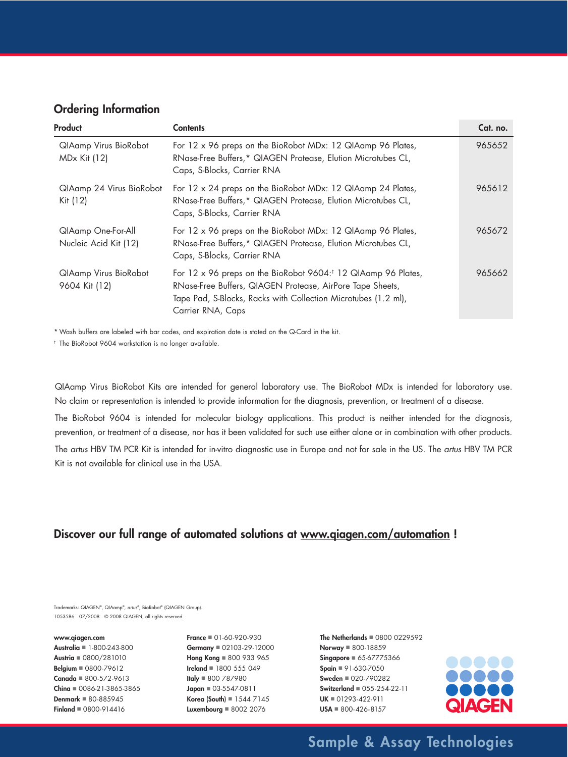## Ordering Information

| Product | Contents | Cat. no. |
|---|---|---|
| QIAamp Virus BioRobot MDx Kit (12) | For 12 x 96 preps on the BioRobot MDx: 12 QIAamp 96 Plates, RNase-Free Buffers,* QIAGEN Protease, Elution Microtubes CL, Caps, S-Blocks, Carrier RNA | 965652 |
| QIAamp 24 Virus BioRobot Kit (12) | For 12 x 24 preps on the BioRobot MDx: 12 QIAamp 24 Plates, RNase-Free Buffers,* QIAGEN Protease, Elution Microtubes CL, Caps, S-Blocks, Carrier RNA | 965612 |
| QIAamp One-For-All Nucleic Acid Kit (12) | For 12 x 96 preps on the BioRobot MDx: 12 QIAamp 96 Plates, RNase-Free Buffers,* QIAGEN Protease, Elution Microtubes CL, Caps, S-Blocks, Carrier RNA | 965672 |
| QIAamp Virus BioRobot 9604 Kit (12) | For 12 x 96 preps on the BioRobot 9604:† 12 QIAamp 96 Plates, RNase-Free Buffers, QIAGEN Protease, AirPore Tape Sheets, Tape Pad, S-Blocks, Racks with Collection Microtubes (1.2 ml), Carrier RNA, Caps | 965662 |

* Wash buffers are labeled with bar codes, and expiration date is stated on the Q-Card in the kit.

† The BioRobot 9604 workstation is no longer available.

QIAamp Virus BioRobot Kits are intended for general laboratory use. The BioRobot MDx is intended for laboratory use. No claim or representation is intended to provide information for the diagnosis, prevention, or treatment of a disease.

The BioRobot 9604 is intended for molecular biology applications. This product is neither intended for the diagnosis, prevention, or treatment of a disease, nor has it been validated for such use either alone or in combination with other products.

The *artus* HBV TM PCR Kit is intended for in-vitro diagnostic use in Europe and not for sale in the US. The *artus* HBV TM PCR Kit is not available for clinical use in the USA.

### Discover our full range of automated solutions at www.qiagen.com/automation !

Trademarks: QIAGEN®, QIAamp®, *artus*®, BioRobot® (QIAGEN Group).
1053586 07/2008 © 2008 QIAGEN, all rights reserved.

**www.qiagen.com**
**Australia** ■ 1-800-243-800
**Austria** ■ 0800/281010
**Belgium** ■ 0800-79612
**Canada** ■ 800-572-9613
**China** ■ 0086-21-3865-3865
**Denmark** ■ 80-885945
**Finland** ■ 0800-914416
**France** ■ 01-60-920-930
**Germany** ■ 02103-29-12000
**Hong Kong** ■ 800 933 965
**Ireland** ■ 1800 555 049
**Italy** ■ 800 787980
**Japan** ■ 03-5547-0811
**Korea (South)** ■ 1544 7145
**Luxembourg** ■ 8002 2076
**The Netherlands** ■ 0800 0229592
**Norway** ■ 800-18859
**Singapore** ■ 65-67775366
**Spain** ■ 91-630-7050
**Sweden** ■ 020-790282
**Switzerland** ■ 055-254-22-11
**UK** ■ 01293-422-911
**USA** ■ 800-426-8157

QIAGEN

Sample & Assay Technologies